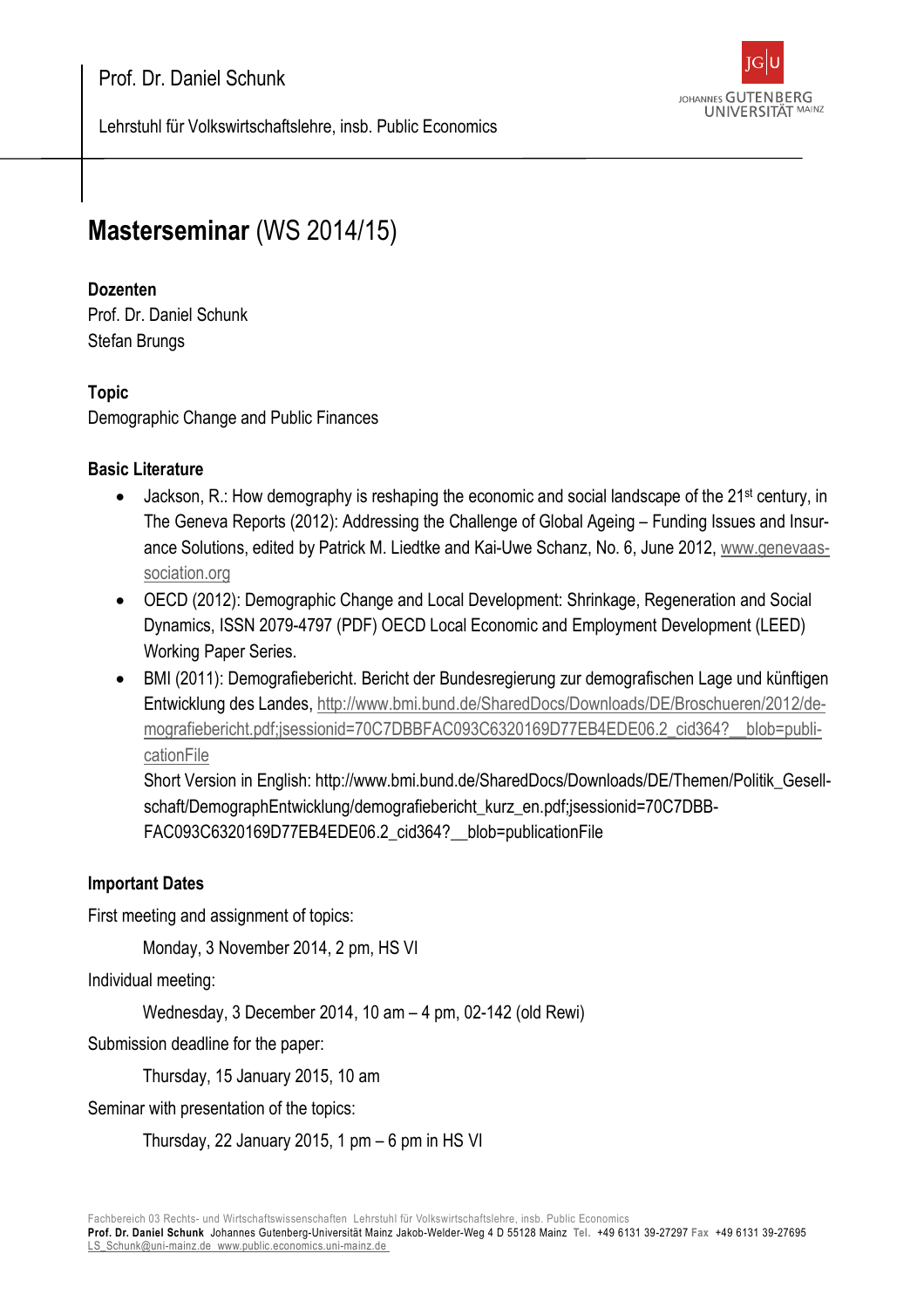Prof. Dr. Daniel Schunk

Lehrstuhl für Volkswirtschaftslehre, insb. Public Economics

# **Masterseminar** (WS 2014/15)

**Dozenten**

Prof. Dr. Daniel Schunk
Stefan Brungs

**Topic**

Demographic Change and Public Finances

**Basic Literature**

- Jackson, R.: How demography is reshaping the economic and social landscape of the 21st century, in The Geneva Reports (2012): Addressing the Challenge of Global Ageing – Funding Issues and Insurance Solutions, edited by Patrick M. Liedtke and Kai-Uwe Schanz, No. 6, June 2012, www.genevaassociation.org
- OECD (2012): Demographic Change and Local Development: Shrinkage, Regeneration and Social Dynamics, ISSN 2079-4797 (PDF) OECD Local Economic and Employment Development (LEED) Working Paper Series.
- BMI (2011): Demografiebericht. Bericht der Bundesregierung zur demografischen Lage und künftigen Entwicklung des Landes, http://www.bmi.bund.de/SharedDocs/Downloads/DE/Broschueren/2012/demografiebericht.pdf;jsessionid=70C7DBBFAC093C6320169D77EB4EDE06.2_cid364?__blob=publicationFile

  Short Version in English: http://www.bmi.bund.de/SharedDocs/Downloads/DE/Themen/Politik_Gesellschaft/DemographEntwicklung/demografiebericht_kurz_en.pdf;jsessionid=70C7DBBFAC093C6320169D77EB4EDE06.2_cid364?__blob=publicationFile

**Important Dates**

First meeting and assignment of topics:

Monday, 3 November 2014, 2 pm, HS VI

Individual meeting:

Wednesday, 3 December 2014, 10 am – 4 pm, 02-142 (old Rewi)

Submission deadline for the paper:

Thursday, 15 January 2015, 10 am

Seminar with presentation of the topics:

Thursday, 22 January 2015, 1 pm – 6 pm in HS VI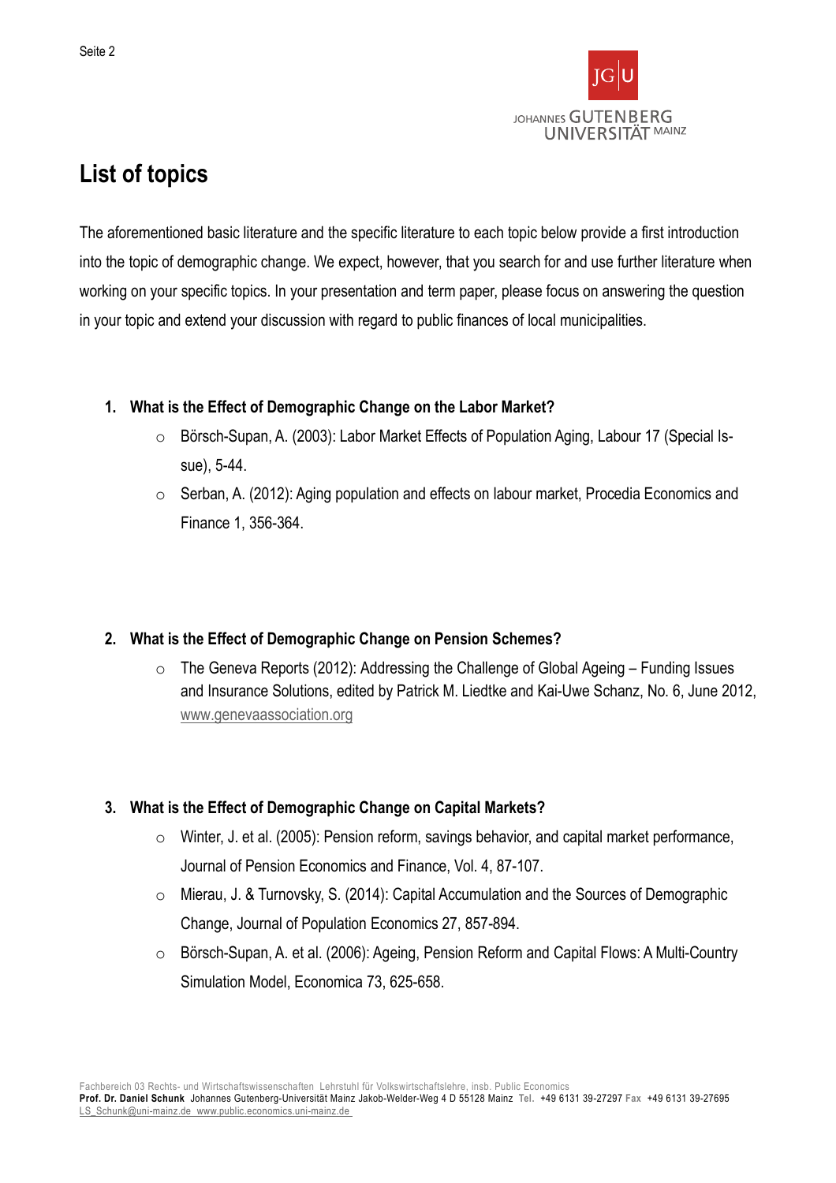## List of topics

The aforementioned basic literature and the specific literature to each topic below provide a first introduction into the topic of demographic change. We expect, however, that you search for and use further literature when working on your specific topics. In your presentation and term paper, please focus on answering the question in your topic and extend your discussion with regard to public finances of local municipalities.

1. **What is the Effect of Demographic Change on the Labor Market?**
   - Börsch-Supan, A. (2003): Labor Market Effects of Population Aging, Labour 17 (Special Issue), 5-44.
   - Serban, A. (2012): Aging population and effects on labour market, Procedia Economics and Finance 1, 356-364.

2. **What is the Effect of Demographic Change on Pension Schemes?**
   - The Geneva Reports (2012): Addressing the Challenge of Global Ageing – Funding Issues and Insurance Solutions, edited by Patrick M. Liedtke and Kai-Uwe Schanz, No. 6, June 2012, www.genevaassociation.org

3. **What is the Effect of Demographic Change on Capital Markets?**
   - Winter, J. et al. (2005): Pension reform, savings behavior, and capital market performance, Journal of Pension Economics and Finance, Vol. 4, 87-107.
   - Mierau, J. & Turnovsky, S. (2014): Capital Accumulation and the Sources of Demographic Change, Journal of Population Economics 27, 857-894.
   - Börsch-Supan, A. et al. (2006): Ageing, Pension Reform and Capital Flows: A Multi-Country Simulation Model, Economica 73, 625-658.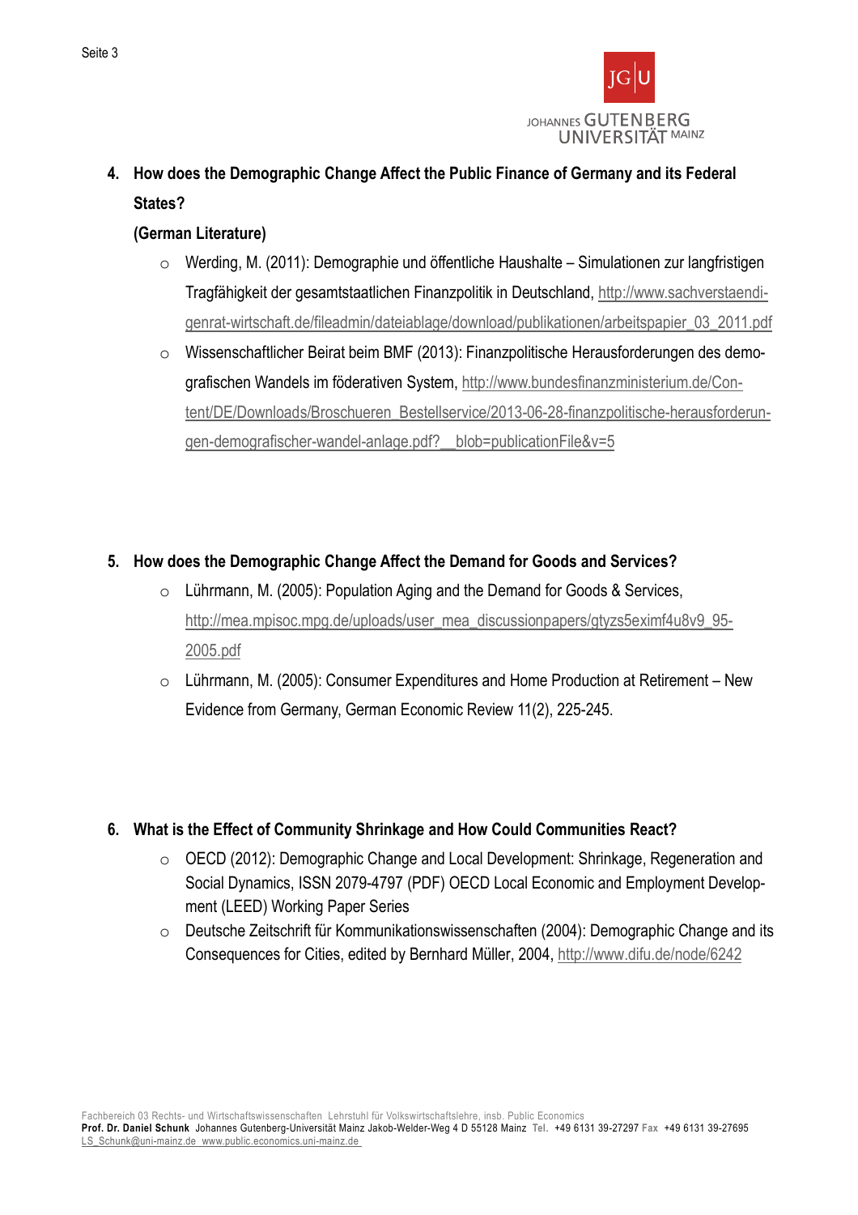4. **How does the Demographic Change Affect the Public Finance of Germany and its Federal States?**

   **(German Literature)**

   - Werding, M. (2011): Demographie und öffentliche Haushalte – Simulationen zur langfristigen Tragfähigkeit der gesamtstaatlichen Finanzpolitik in Deutschland, http://www.sachverstaendigenrat-wirtschaft.de/fileadmin/dateiablage/download/publikationen/arbeitspapier_03_2011.pdf
   - Wissenschaftlicher Beirat beim BMF (2013): Finanzpolitische Herausforderungen des demografischen Wandels im föderativen System, http://www.bundesfinanzministerium.de/Content/DE/Downloads/Broschueren_Bestellservice/2013-06-28-finanzpolitische-herausforderungen-demografischer-wandel-anlage.pdf?__blob=publicationFile&v=5

5. **How does the Demographic Change Affect the Demand for Goods and Services?**

   - Lührmann, M. (2005): Population Aging and the Demand for Goods & Services, http://mea.mpisoc.mpg.de/uploads/user_mea_discussionpapers/gtyzs5eximf4u8v9_95-2005.pdf
   - Lührmann, M. (2005): Consumer Expenditures and Home Production at Retirement – New Evidence from Germany, German Economic Review 11(2), 225-245.

6. **What is the Effect of Community Shrinkage and How Could Communities React?**

   - OECD (2012): Demographic Change and Local Development: Shrinkage, Regeneration and Social Dynamics, ISSN 2079-4797 (PDF) OECD Local Economic and Employment Development (LEED) Working Paper Series
   - Deutsche Zeitschrift für Kommunikationswissenschaften (2004): Demographic Change and its Consequences for Cities, edited by Bernhard Müller, 2004, http://www.difu.de/node/6242